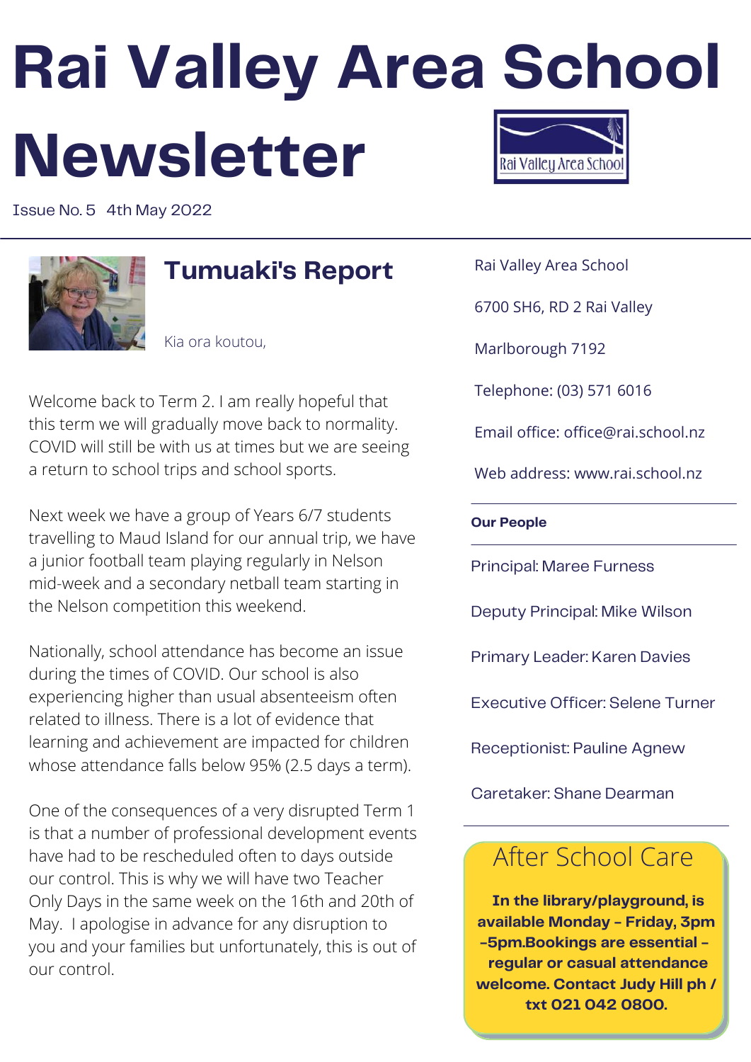# Rai Valley Area School Newsletter

Issue No. 5 4th May 2022

## Tumuaki's Report

Kia ora koutou,

Welcome back to Term 2. I am really hopeful that this term we will gradually move back to normality. COVID will still be with us at times but we are seeing a return to school trips and school sports.

Next week we have a group of Years 6/7 students travelling to Maud Island for our annual trip, we have a junior football team playing regularly in Nelson mid-week and a secondary netball team starting in the Nelson competition this weekend.

Nationally, school attendance has become an issue during the times of COVID. Our school is also experiencing higher than usual absenteeism often related to illness. There is a lot of evidence that learning and achievement are impacted for children whose attendance falls below 95% (2.5 days a term).

One of the consequences of a very disrupted Term 1 is that a number of professional development events have had to be rescheduled often to days outside our control. This is why we will have two Teacher Only Days in the same week on the 16th and 20th of May. I apologise in advance for any disruption to you and your families but unfortunately, this is out of our control.

Rai Valley Area School

6700 SH6, RD 2 Rai Valley

Marlborough 7192

Telephone: (03) 571 6016

Email office: office@rai.school.nz

Web address: www.rai.school.nz

**Our People**

Principal: Maree Furness

Deputy Principal: Mike Wilson

Primary Leader: Karen Davies

Executive Officer: Selene Turner

Receptionist: Pauline Agnew

Caretaker: Shane Dearman

## After School Care

**In the library/playground, is available Monday – Friday, 3pm -5pm.Bookings are essential – regular or casual attendance welcome. Contact Judy Hill ph / txt 021 042 0800.**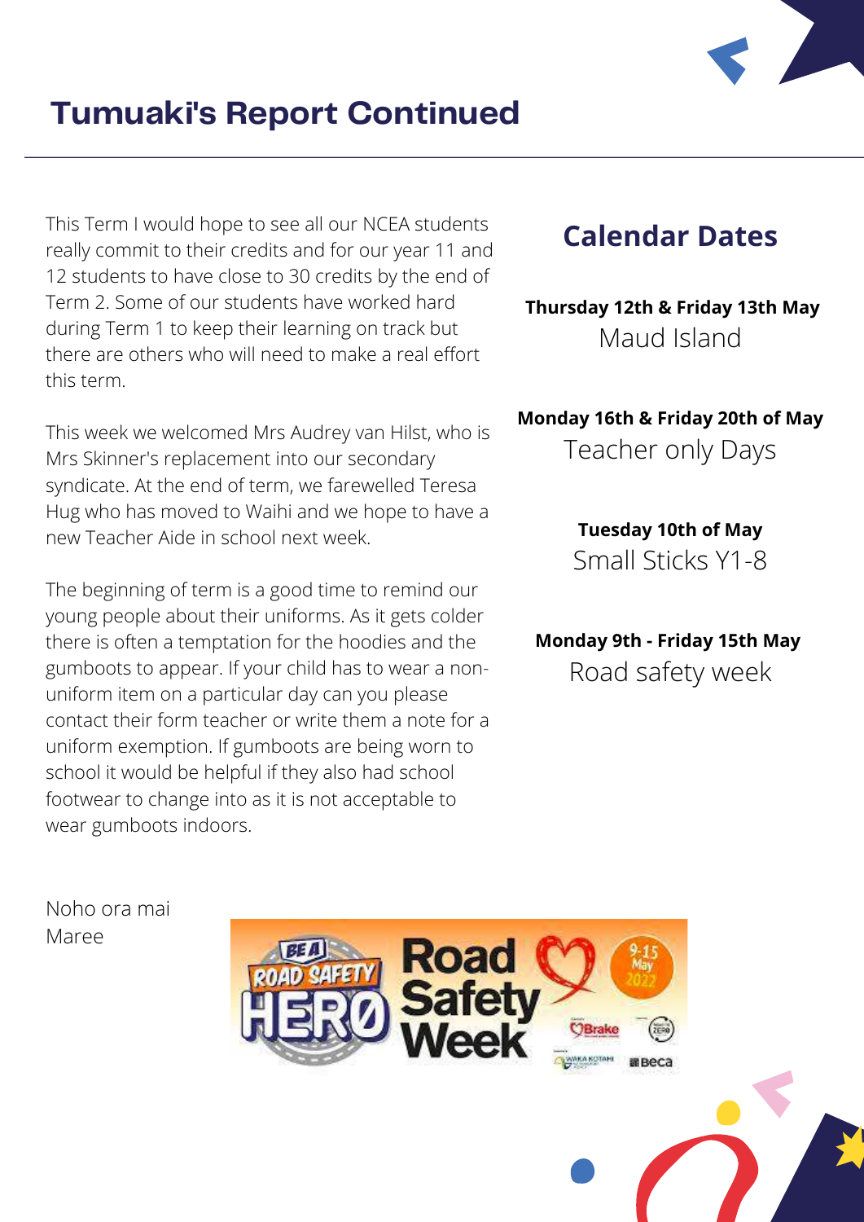# Tumuaki's Report Continued

This Term I would hope to see all our NCEA students really commit to their credits and for our year 11 and 12 students to have close to 30 credits by the end of Term 2. Some of our students have worked hard during Term 1 to keep their learning on track but there are others who will need to make a real effort this term.

This week we welcomed Mrs Audrey van Hilst, who is Mrs Skinner's replacement into our secondary syndicate. At the end of term, we farewelled Teresa Hug who has moved to Waihi and we hope to have a new Teacher Aide in school next week.

The beginning of term is a good time to remind our young people about their uniforms. As it gets colder there is often a temptation for the hoodies and the gumboots to appear. If your child has to wear a non-uniform item on a particular day can you please contact their form teacher or write them a note for a uniform exemption. If gumboots are being worn to school it would be helpful if they also had school footwear to change into as it is not acceptable to wear gumboots indoors.

Noho ora mai
Maree

## Calendar Dates

**Thursday 12th & Friday 13th May**
Maud Island

**Monday 16th & Friday 20th of May**
Teacher only Days

**Tuesday 10th of May**
Small Sticks Y1-8

**Monday 9th - Friday 15th May**
Road safety week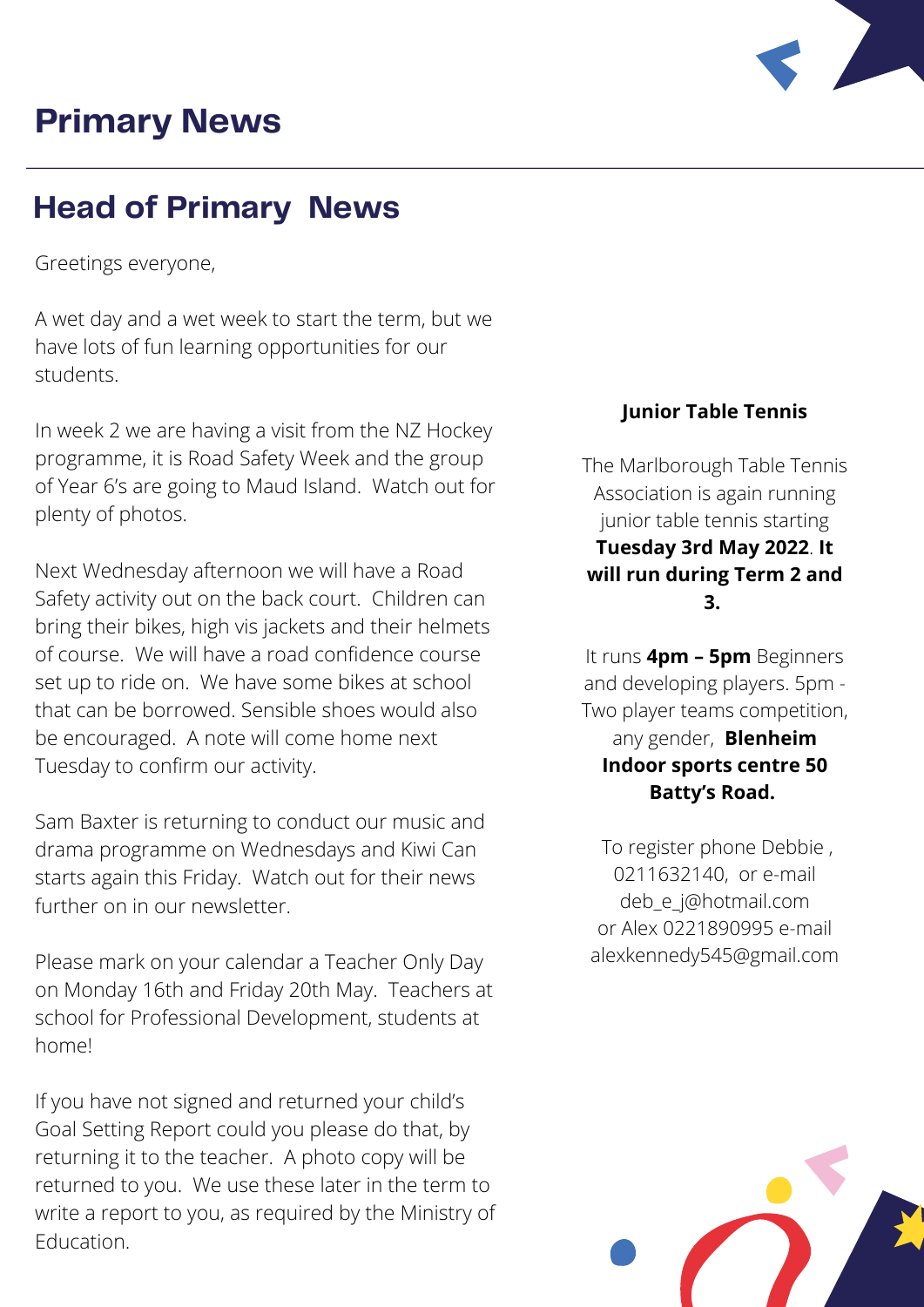# Primary News

## Head of Primary News

Greetings everyone,

A wet day and a wet week to start the term, but we have lots of fun learning opportunities for our students.

In week 2 we are having a visit from the NZ Hockey programme, it is Road Safety Week and the group of Year 6's are going to Maud Island. Watch out for plenty of photos.

Next Wednesday afternoon we will have a Road Safety activity out on the back court. Children can bring their bikes, high vis jackets and their helmets of course. We will have a road confidence course set up to ride on. We have some bikes at school that can be borrowed. Sensible shoes would also be encouraged. A note will come home next Tuesday to confirm our activity.

Sam Baxter is returning to conduct our music and drama programme on Wednesdays and Kiwi Can starts again this Friday. Watch out for their news further on in our newsletter.

Please mark on your calendar a Teacher Only Day on Monday 16th and Friday 20th May. Teachers at school for Professional Development, students at home!

If you have not signed and returned your child's Goal Setting Report could you please do that, by returning it to the teacher. A photo copy will be returned to you. We use these later in the term to write a report to you, as required by the Ministry of Education.

**Junior Table Tennis**

The Marlborough Table Tennis Association is again running junior table tennis starting **Tuesday 3rd May 2022**. **It will run during Term 2 and 3.**

It runs **4pm – 5pm** Beginners and developing players. 5pm - Two player teams competition, any gender, **Blenheim Indoor sports centre 50 Batty's Road.**

To register phone Debbie , 0211632140, or e-mail deb_e_j@hotmail.com or Alex 0221890995 e-mail alexkennedy545@gmail.com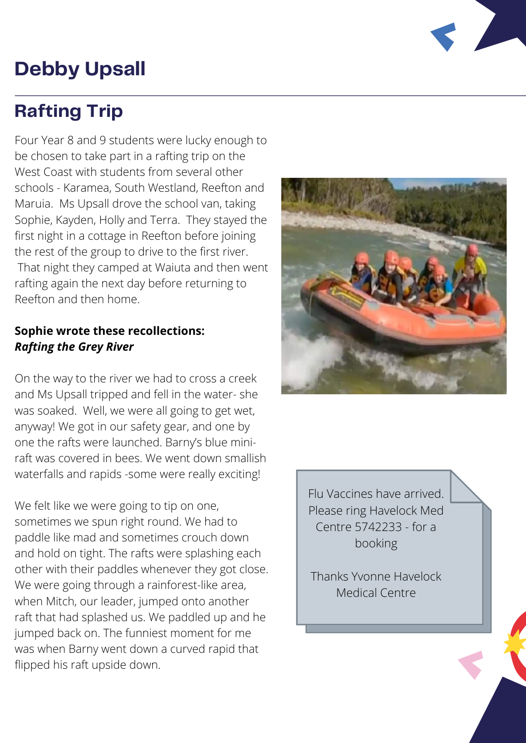# Debby Upsall

## Rafting Trip

Four Year 8 and 9 students were lucky enough to be chosen to take part in a rafting trip on the West Coast with students from several other schools - Karamea, South Westland, Reefton and Maruia. Ms Upsall drove the school van, taking Sophie, Kayden, Holly and Terra. They stayed the first night in a cottage in Reefton before joining the rest of the group to drive to the first river. That night they camped at Waiuta and then went rafting again the next day before returning to Reefton and then home.

**Sophie wrote these recollections:**
***Rafting the Grey River***

On the way to the river we had to cross a creek and Ms Upsall tripped and fell in the water- she was soaked. Well, we were all going to get wet, anyway! We got in our safety gear, and one by one the rafts were launched. Barny's blue mini-raft was covered in bees. We went down smallish waterfalls and rapids -some were really exciting!

We felt like we were going to tip on one, sometimes we spun right round. We had to paddle like mad and sometimes crouch down and hold on tight. The rafts were splashing each other with their paddles whenever they got close. We were going through a rainforest-like area, when Mitch, our leader, jumped onto another raft that had splashed us. We paddled up and he jumped back on. The funniest moment for me was when Barny went down a curved rapid that flipped his raft upside down.

Flu Vaccines have arrived. Please ring Havelock Med Centre 5742233 - for a booking

Thanks Yvonne Havelock Medical Centre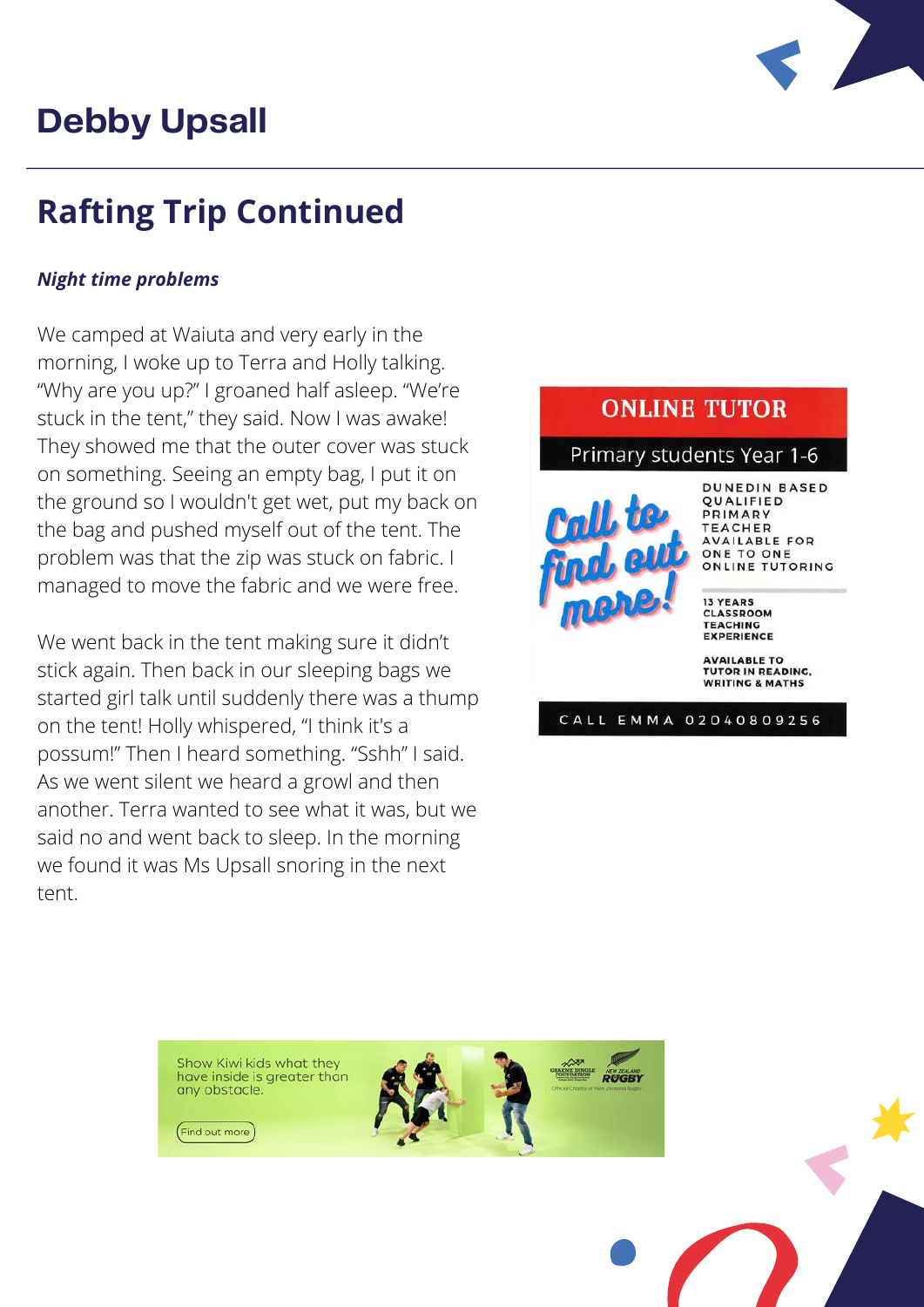# Debby Upsall

## Rafting Trip Continued

***Night time problems***

We camped at Waiuta and very early in the morning, I woke up to Terra and Holly talking. “Why are you up?” I groaned half asleep. “We’re stuck in the tent,” they said. Now I was awake! They showed me that the outer cover was stuck on something. Seeing an empty bag, I put it on the ground so I wouldn't get wet, put my back on the bag and pushed myself out of the tent. The problem was that the zip was stuck on fabric. I managed to move the fabric and we were free.

We went back in the tent making sure it didn’t stick again. Then back in our sleeping bags we started girl talk until suddenly there was a thump on the tent! Holly whispered, “I think it's a possum!” Then I heard something. “Sshh” I said. As we went silent we heard a growl and then another. Terra wanted to see what it was, but we said no and went back to sleep. In the morning we found it was Ms Upsall snoring in the next tent.

**ONLINE TUTOR**

Primary students Year 1-6

Call to find out more!

DUNEDIN BASED QUALIFIED PRIMARY TEACHER AVAILABLE FOR ONE TO ONE ONLINE TUTORING

13 YEARS CLASSROOM TEACHING EXPERIENCE

AVAILABLE TO TUTOR IN READING, WRITING & MATHS

CALL EMMA 02040809256

Show Kiwi kids what they have inside is greater than any obstacle.

Find out more

Graeme Dingle Foundation — New Zealand Rugby — Official Charity of New Zealand Rugby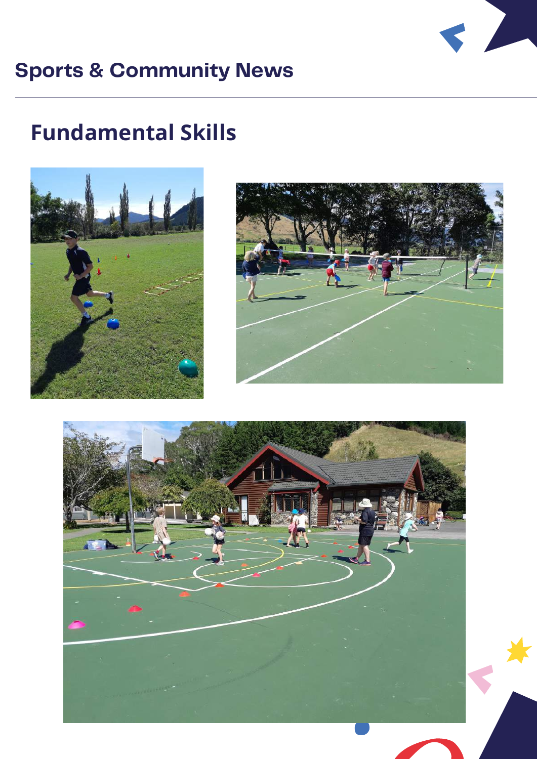# Sports & Community News

## Fundamental Skills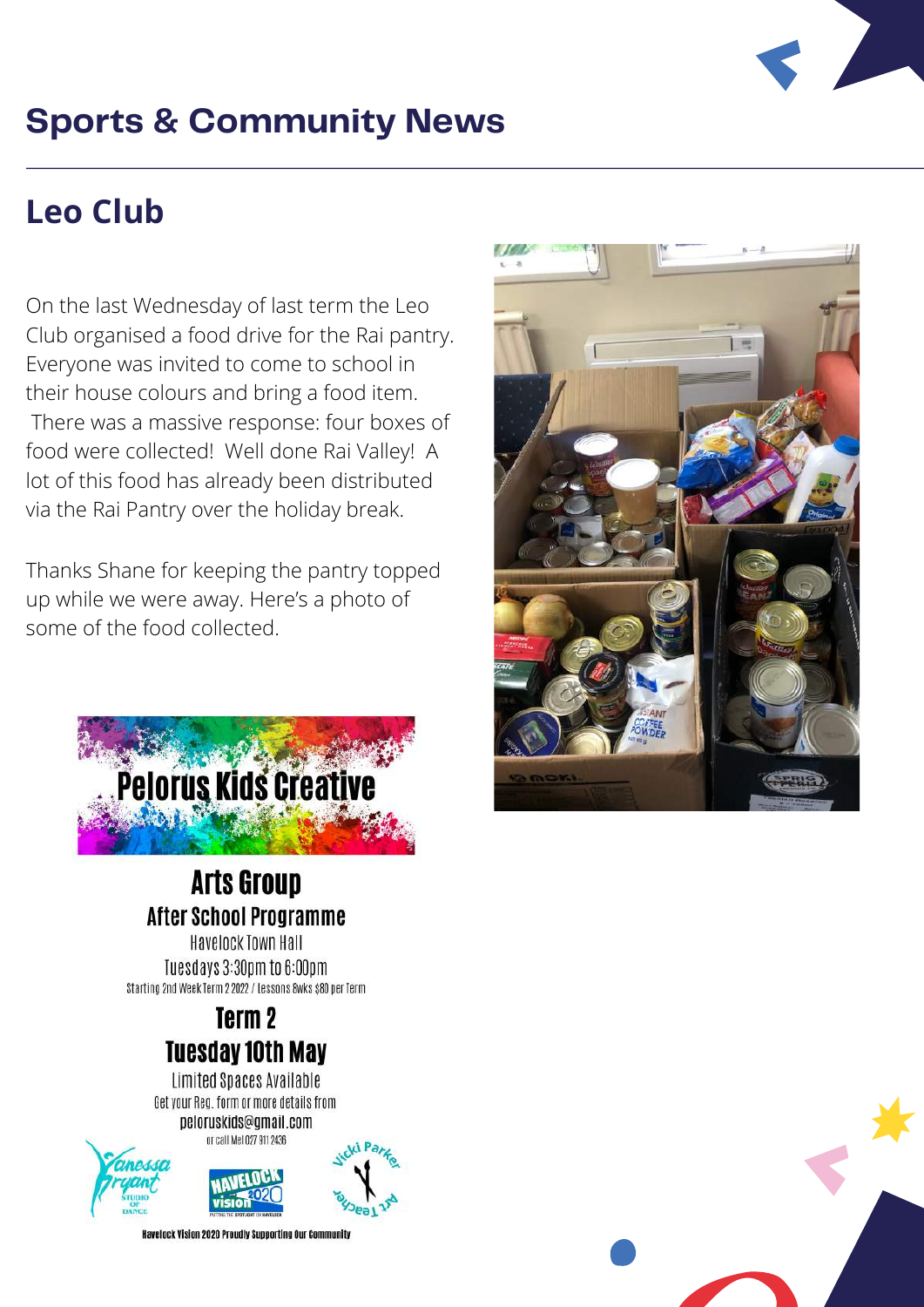# Sports & Community News

## Leo Club

On the last Wednesday of last term the Leo Club organised a food drive for the Rai pantry. Everyone was invited to come to school in their house colours and bring a food item. There was a massive response: four boxes of food were collected! Well done Rai Valley! A lot of this food has already been distributed via the Rai Pantry over the holiday break.

Thanks Shane for keeping the pantry topped up while we were away. Here's a photo of some of the food collected.

**Pelorus Kids Creative**

**Arts Group**

**After School Programme**

Havelock Town Hall

Tuesdays 3:30pm to 6:00pm

Starting 2nd Week Term 2 2022 / Lessons 8wks $80 per Term

**Term 2**

**Tuesday 10th May**

Limited Spaces Available

Get your Reg. form or more details from

peloruskids@gmail.com

or call Mel 027 911 2436

Vanessa Bryant Studio of Dance | Havelock Vision 2020 | Vicki Parker Art Teacher

Havelock Vision 2020 Proudly Supporting Our Community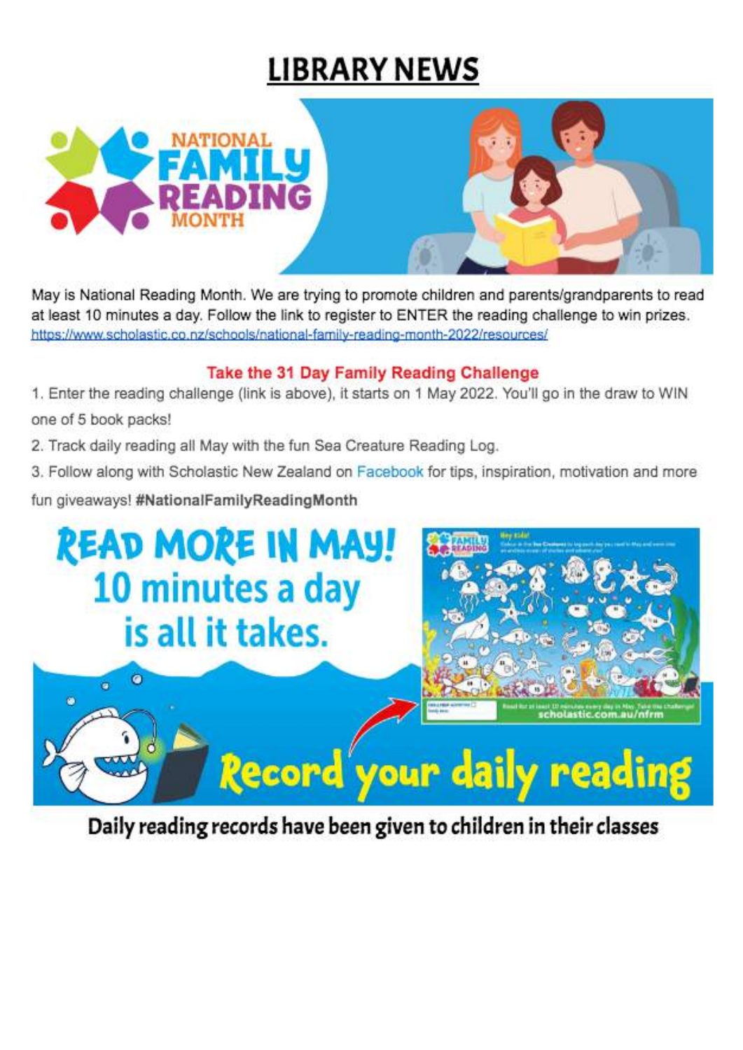# LIBRARY NEWS

NATIONAL FAMILY READING MONTH

May is National Reading Month. We are trying to promote children and parents/grandparents to read at least 10 minutes a day. Follow the link to register to ENTER the reading challenge to win prizes. https://www.scholastic.co.nz/schools/national-family-reading-month-2022/resources/

### Take the 31 Day Family Reading Challenge

1. Enter the reading challenge (link is above), it starts on 1 May 2022. You'll go in the draw to WIN one of 5 book packs!
2. Track daily reading all May with the fun Sea Creature Reading Log.
3. Follow along with Scholastic New Zealand on Facebook for tips, inspiration, motivation and more fun giveaways! **#NationalFamilyReadingMonth**

READ MORE IN MAY!
10 minutes a day is all it takes.

Record your daily reading

**Daily reading records have been given to children in their classes**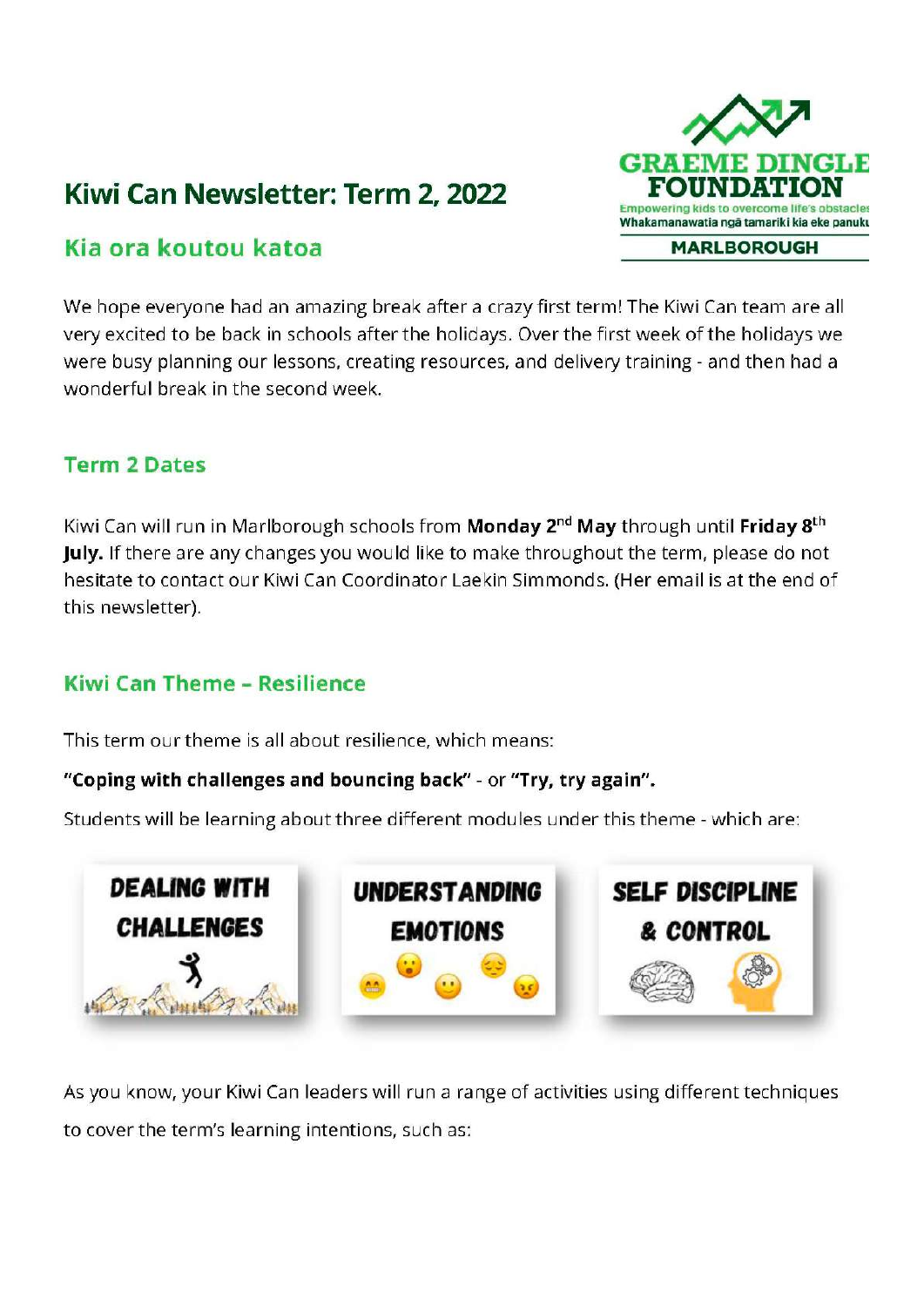# Kiwi Can Newsletter: Term 2, 2022

GRAEME DINGLE FOUNDATION
Empowering kids to overcome life's obstacles
Whakamanawatia ngā tamariki kia eke panuku
MARLBOROUGH

## Kia ora koutou katoa

We hope everyone had an amazing break after a crazy first term! The Kiwi Can team are all very excited to be back in schools after the holidays. Over the first week of the holidays we were busy planning our lessons, creating resources, and delivery training - and then had a wonderful break in the second week.

## Term 2 Dates

Kiwi Can will run in Marlborough schools from **Monday 2nd May** through until **Friday 8th July.** If there are any changes you would like to make throughout the term, please do not hesitate to contact our Kiwi Can Coordinator Laekin Simmonds. (Her email is at the end of this newsletter).

## Kiwi Can Theme – Resilience

This term our theme is all about resilience, which means:

**"Coping with challenges and bouncing back"** - or **"Try, try again".**

Students will be learning about three different modules under this theme - which are:

DEALING WITH CHALLENGES

UNDERSTANDING EMOTIONS

SELF DISCIPLINE & CONTROL

As you know, your Kiwi Can leaders will run a range of activities using different techniques to cover the term's learning intentions, such as: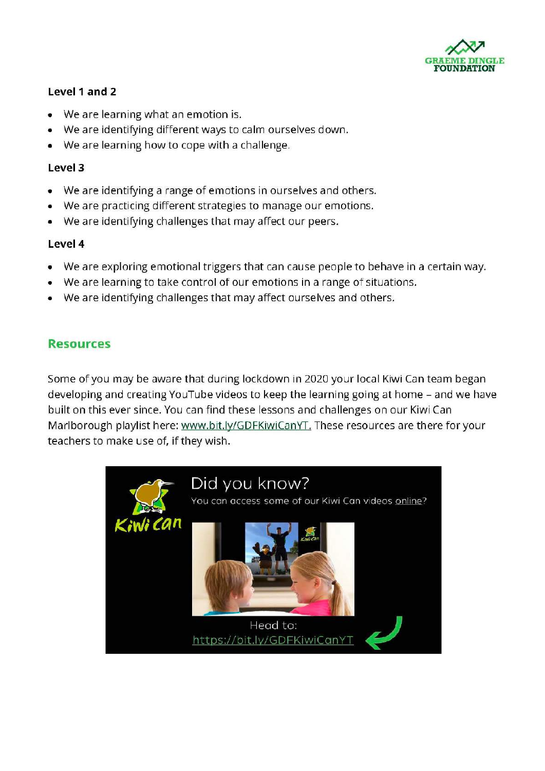### Level 1 and 2

- We are learning what an emotion is.
- We are identifying different ways to calm ourselves down.
- We are learning how to cope with a challenge.

### Level 3

- We are identifying a range of emotions in ourselves and others.
- We are practicing different strategies to manage our emotions.
- We are identifying challenges that may affect our peers.

### Level 4

- We are exploring emotional triggers that can cause people to behave in a certain way.
- We are learning to take control of our emotions in a range of situations.
- We are identifying challenges that may affect ourselves and others.

## Resources

Some of you may be aware that during lockdown in 2020 your local Kiwi Can team began developing and creating YouTube videos to keep the learning going at home – and we have built on this ever since. You can find these lessons and challenges on our Kiwi Can Marlborough playlist here: [www.bit.ly/GDFKiwiCanYT.](www.bit.ly/GDFKiwiCanYT) These resources are there for your teachers to make use of, if they wish.

Did you know?

You can access some of our Kiwi Can videos online?

Head to: [https://bit.ly/GDFKiwiCanYT](https://bit.ly/GDFKiwiCanYT)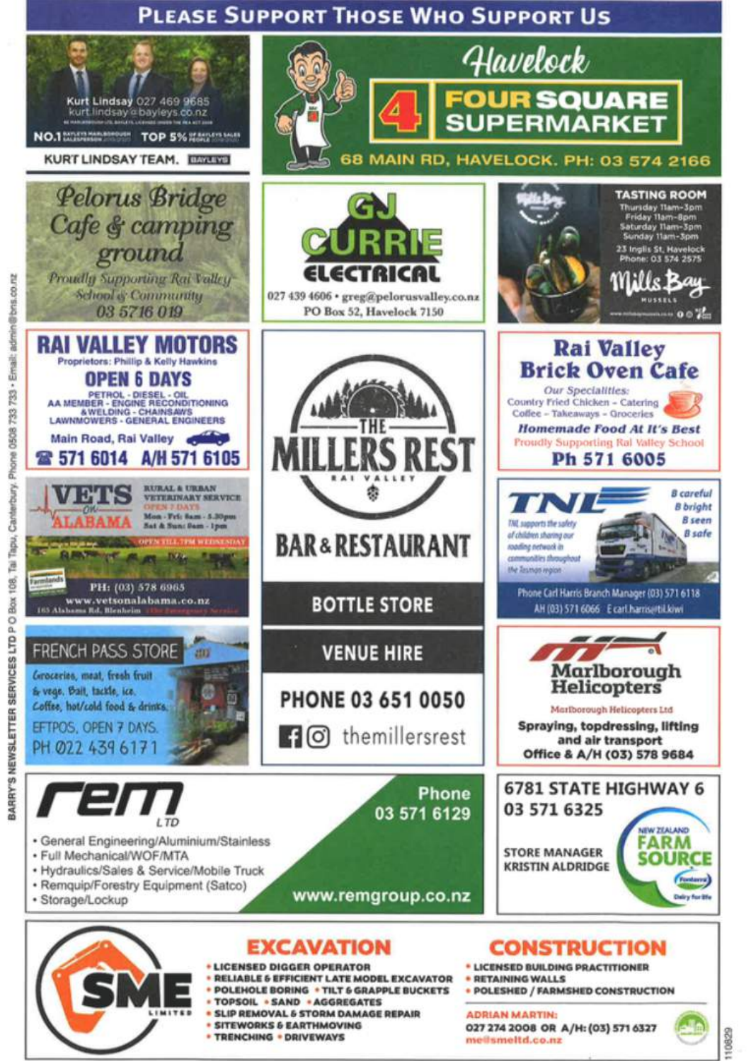# Please Support Those Who Support Us

Kurt Lindsay 027 469 9685
kurt.lindsay@bayleys.co.nz

NO.1 TOP 5%

KURT LINDSAY TEAM. BAYLEYS

## Havelock FOUR SQUARE SUPERMARKET

68 MAIN RD, HAVELOCK. PH: 03 574 2166

## Pelorus Bridge Cafe & camping ground

Proudly Supporting Rai Valley School & Community

03 5716 019

## GJ CURRIE ELECTRICAL

027 439 4606 • greg@pelorusvalley.co.nz
PO Box 52, Havelock 7150

## TASTING ROOM

Thursday 11am-3pm
Friday 11am-8pm
Saturday 11am-3pm
Sunday 11am-3pm
23 Inglis St, Havelock
Phone: 03 574 2575

Mills Bay MUSSELS

## RAI VALLEY MOTORS

Proprietors: Phillip & Kelly Hawkins

OPEN 6 DAYS

PETROL - DIESEL - OIL
AA MEMBER - ENGINE RECONDITIONING
& WELDING - CHAINSAWS
LAWNMOWERS - GENERAL ENGINEERS

Main Road, Rai Valley

☎ 571 6014 A/H 571 6105

## THE MILLERS REST

RAI VALLEY

BAR & RESTAURANT

BOTTLE STORE

VENUE HIRE

PHONE 03 651 0050

themillersrest

## Rai Valley Brick Oven Cafe

Our Specialties:
Country Fried Chicken – Catering
Coffee – Takeaways – Groceries

*Homemade Food At It's Best*

Proudly Supporting Rai Valley School

Ph 571 6005

## VETS on ALABAMA

RURAL & URBAN VETERINARY SERVICE
OPEN 7 DAYS
Mon - Fri: 8am - 5.30pm
Sat & Sun: 9am - 1pm

OPEN TILL 7PM WEDNESDAY

PH: (03) 578 6965
www.vetsonalabama.co.nz
165 Alabama Rd, Blenheim

## TNL

B careful
B bright
B seen
B safe

TNL supports the safety of children sharing our roading network in communities throughout the Tasman region

Phone Carl Harris Branch Manager (03) 571 6118
AH (03) 571 6066 E carl.harris@tnl.kiwi

## FRENCH PASS STORE

Groceries, meat, fresh fruit & vege. Bait, tackle, ice. Coffee, hot/cold food & drinks.

EFTPOS. OPEN 7 DAYS.

PH 022 439 6171

## Marlborough Helicopters

Marlborough Helicopters Ltd

Spraying, topdressing, lifting and air transport

Office & A/H (03) 578 9684

## rem LTD

- General Engineering/Aluminium/Stainless
- Full Mechanical/WOF/MTA
- Hydraulics/Sales & Service/Mobile Truck
- Remquip/Forestry Equipment (Satco)
- Storage/Lockup

Phone 03 571 6129

www.remgroup.co.nz

## 6781 STATE HIGHWAY 6

03 571 6325

STORE MANAGER KRISTIN ALDRIDGE

NEW ZEALAND FARM SOURCE

## SME LIMITED

### EXCAVATION

- LICENSED DIGGER OPERATOR
- RELIABLE & EFFICIENT LATE MODEL EXCAVATOR
- POLEHOLE BORING • TILT & GRAPPLE BUCKETS
- TOPSOIL • SAND • AGGREGATES
- SLIP REMOVAL & STORM DAMAGE REPAIR
- SITEWORKS & EARTHMOVING
- TRENCHING • DRIVEWAYS

### CONSTRUCTION

- LICENSED BUILDING PRACTITIONER
- RETAINING WALLS
- POLESHED / FARMSHED CONSTRUCTION

ADRIAN MARTIN:
027 274 2008 OR A/H: (03) 571 6327
me@smeltd.co.nz

BARRY'S NEWSLETTER SERVICES LTD P O Box 108, Tai Tapu, Canterbury. Phone 0508 733 733 • Email: admin@bns.co.nz